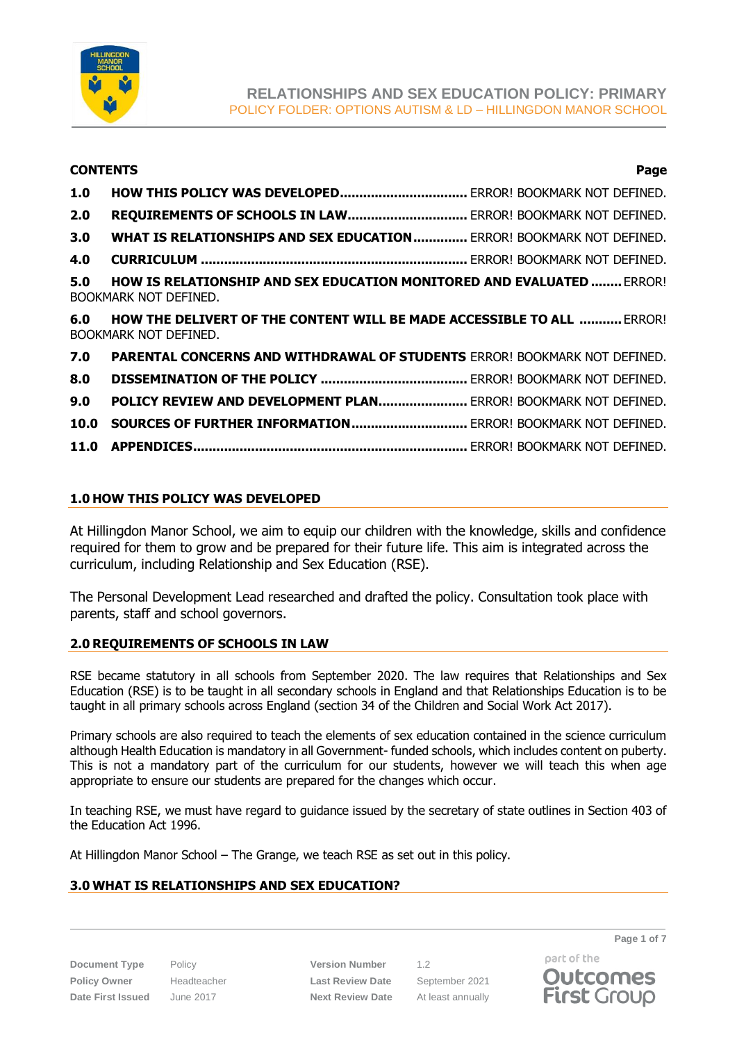# RELATIONSHIPS AND SEX EDUCATION POLICY: PRIMARY

POLICY FOLDER: OPTIONS AUTISM & LD – HILLINGDON MANOR SCHOOL

| CONTENTS | | Page |
|---|---|---|
| 1.0 | HOW THIS POLICY WAS DEVELOPED | ERROR! BOOKMARK NOT DEFINED. |
| 2.0 | REQUIREMENTS OF SCHOOLS IN LAW | ERROR! BOOKMARK NOT DEFINED. |
| 3.0 | WHAT IS RELATIONSHIPS AND SEX EDUCATION | ERROR! BOOKMARK NOT DEFINED. |
| 4.0 | CURRICULUM | ERROR! BOOKMARK NOT DEFINED. |
| 5.0 | HOW IS RELATIONSHIP AND SEX EDUCATION MONITORED AND EVALUATED | ERROR! BOOKMARK NOT DEFINED. |
| 6.0 | HOW THE DELIVERT OF THE CONTENT WILL BE MADE ACCESSIBLE TO ALL | ERROR! BOOKMARK NOT DEFINED. |
| 7.0 | PARENTAL CONCERNS AND WITHDRAWAL OF STUDENTS | ERROR! BOOKMARK NOT DEFINED. |
| 8.0 | DISSEMINATION OF THE POLICY | ERROR! BOOKMARK NOT DEFINED. |
| 9.0 | POLICY REVIEW AND DEVELOPMENT PLAN | ERROR! BOOKMARK NOT DEFINED. |
| 10.0 | SOURCES OF FURTHER INFORMATION | ERROR! BOOKMARK NOT DEFINED. |
| 11.0 | APPENDICES | ERROR! BOOKMARK NOT DEFINED. |

## 1.0 HOW THIS POLICY WAS DEVELOPED

At Hillingdon Manor School, we aim to equip our children with the knowledge, skills and confidence required for them to grow and be prepared for their future life. This aim is integrated across the curriculum, including Relationship and Sex Education (RSE).

The Personal Development Lead researched and drafted the policy. Consultation took place with parents, staff and school governors.

## 2.0 REQUIREMENTS OF SCHOOLS IN LAW

RSE became statutory in all schools from September 2020. The law requires that Relationships and Sex Education (RSE) is to be taught in all secondary schools in England and that Relationships Education is to be taught in all primary schools across England (section 34 of the Children and Social Work Act 2017).

Primary schools are also required to teach the elements of sex education contained in the science curriculum although Health Education is mandatory in all Government- funded schools, which includes content on puberty. This is not a mandatory part of the curriculum for our students, however we will teach this when age appropriate to ensure our students are prepared for the changes which occur.

In teaching RSE, we must have regard to guidance issued by the secretary of state outlines in Section 403 of the Education Act 1996.

At Hillingdon Manor School – The Grange, we teach RSE as set out in this policy.

## 3.0 WHAT IS RELATIONSHIPS AND SEX EDUCATION?

| Document Type | Policy | Version Number | 1.2 |
|---|---|---|---|
| Policy Owner | Headteacher | Last Review Date | September 2021 |
| Date First Issued | June 2017 | Next Review Date | At least annually |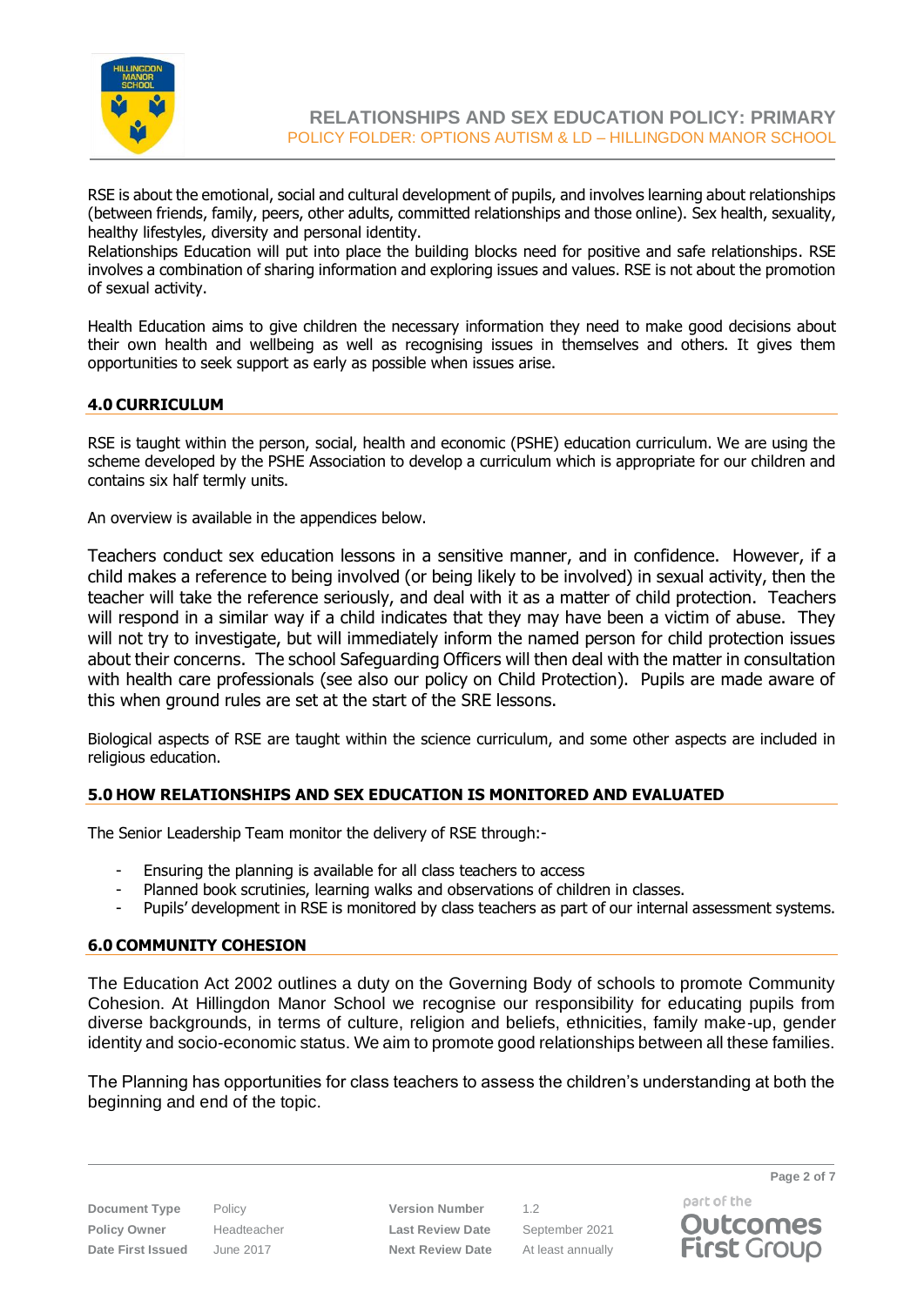RSE is about the emotional, social and cultural development of pupils, and involves learning about relationships (between friends, family, peers, other adults, committed relationships and those online). Sex health, sexuality, healthy lifestyles, diversity and personal identity.
Relationships Education will put into place the building blocks need for positive and safe relationships. RSE involves a combination of sharing information and exploring issues and values. RSE is not about the promotion of sexual activity.

Health Education aims to give children the necessary information they need to make good decisions about their own health and wellbeing as well as recognising issues in themselves and others. It gives them opportunities to seek support as early as possible when issues arise.

## 4.0 CURRICULUM

RSE is taught within the person, social, health and economic (PSHE) education curriculum. We are using the scheme developed by the PSHE Association to develop a curriculum which is appropriate for our children and contains six half termly units.

An overview is available in the appendices below.

Teachers conduct sex education lessons in a sensitive manner, and in confidence. However, if a child makes a reference to being involved (or being likely to be involved) in sexual activity, then the teacher will take the reference seriously, and deal with it as a matter of child protection. Teachers will respond in a similar way if a child indicates that they may have been a victim of abuse. They will not try to investigate, but will immediately inform the named person for child protection issues about their concerns. The school Safeguarding Officers will then deal with the matter in consultation with health care professionals (see also our policy on Child Protection). Pupils are made aware of this when ground rules are set at the start of the SRE lessons.

Biological aspects of RSE are taught within the science curriculum, and some other aspects are included in religious education.

## 5.0 HOW RELATIONSHIPS AND SEX EDUCATION IS MONITORED AND EVALUATED

The Senior Leadership Team monitor the delivery of RSE through:-

- Ensuring the planning is available for all class teachers to access
- Planned book scrutinies, learning walks and observations of children in classes.
- Pupils' development in RSE is monitored by class teachers as part of our internal assessment systems.

## 6.0 COMMUNITY COHESION

The Education Act 2002 outlines a duty on the Governing Body of schools to promote Community Cohesion. At Hillingdon Manor School we recognise our responsibility for educating pupils from diverse backgrounds, in terms of culture, religion and beliefs, ethnicities, family make-up, gender identity and socio-economic status. We aim to promote good relationships between all these families.

The Planning has opportunities for class teachers to assess the children's understanding at both the beginning and end of the topic.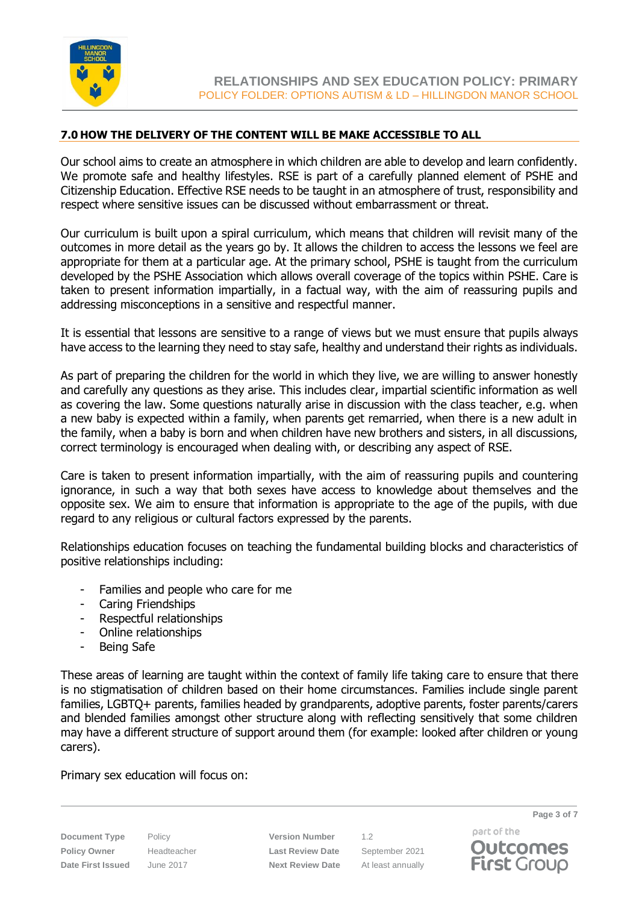## 7.0 HOW THE DELIVERY OF THE CONTENT WILL BE MAKE ACCESSIBLE TO ALL

Our school aims to create an atmosphere in which children are able to develop and learn confidently. We promote safe and healthy lifestyles. RSE is part of a carefully planned element of PSHE and Citizenship Education. Effective RSE needs to be taught in an atmosphere of trust, responsibility and respect where sensitive issues can be discussed without embarrassment or threat.

Our curriculum is built upon a spiral curriculum, which means that children will revisit many of the outcomes in more detail as the years go by. It allows the children to access the lessons we feel are appropriate for them at a particular age. At the primary school, PSHE is taught from the curriculum developed by the PSHE Association which allows overall coverage of the topics within PSHE. Care is taken to present information impartially, in a factual way, with the aim of reassuring pupils and addressing misconceptions in a sensitive and respectful manner.

It is essential that lessons are sensitive to a range of views but we must ensure that pupils always have access to the learning they need to stay safe, healthy and understand their rights as individuals.

As part of preparing the children for the world in which they live, we are willing to answer honestly and carefully any questions as they arise. This includes clear, impartial scientific information as well as covering the law. Some questions naturally arise in discussion with the class teacher, e.g. when a new baby is expected within a family, when parents get remarried, when there is a new adult in the family, when a baby is born and when children have new brothers and sisters, in all discussions, correct terminology is encouraged when dealing with, or describing any aspect of RSE.

Care is taken to present information impartially, with the aim of reassuring pupils and countering ignorance, in such a way that both sexes have access to knowledge about themselves and the opposite sex. We aim to ensure that information is appropriate to the age of the pupils, with due regard to any religious or cultural factors expressed by the parents.

Relationships education focuses on teaching the fundamental building blocks and characteristics of positive relationships including:

- Families and people who care for me
- Caring Friendships
- Respectful relationships
- Online relationships
- Being Safe

These areas of learning are taught within the context of family life taking care to ensure that there is no stigmatisation of children based on their home circumstances. Families include single parent families, LGBTQ+ parents, families headed by grandparents, adoptive parents, foster parents/carers and blended families amongst other structure along with reflecting sensitively that some children may have a different structure of support around them (for example: looked after children or young carers).

Primary sex education will focus on: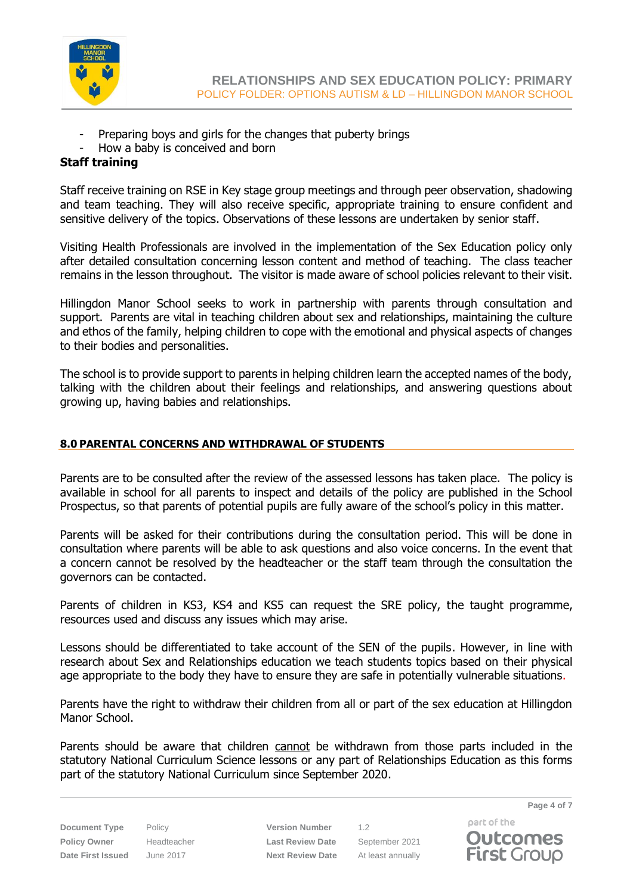- Preparing boys and girls for the changes that puberty brings
- How a baby is conceived and born

**Staff training**

Staff receive training on RSE in Key stage group meetings and through peer observation, shadowing and team teaching. They will also receive specific, appropriate training to ensure confident and sensitive delivery of the topics. Observations of these lessons are undertaken by senior staff.

Visiting Health Professionals are involved in the implementation of the Sex Education policy only after detailed consultation concerning lesson content and method of teaching. The class teacher remains in the lesson throughout. The visitor is made aware of school policies relevant to their visit.

Hillingdon Manor School seeks to work in partnership with parents through consultation and support. Parents are vital in teaching children about sex and relationships, maintaining the culture and ethos of the family, helping children to cope with the emotional and physical aspects of changes to their bodies and personalities.

The school is to provide support to parents in helping children learn the accepted names of the body, talking with the children about their feelings and relationships, and answering questions about growing up, having babies and relationships.

## 8.0 PARENTAL CONCERNS AND WITHDRAWAL OF STUDENTS

Parents are to be consulted after the review of the assessed lessons has taken place. The policy is available in school for all parents to inspect and details of the policy are published in the School Prospectus, so that parents of potential pupils are fully aware of the school's policy in this matter.

Parents will be asked for their contributions during the consultation period. This will be done in consultation where parents will be able to ask questions and also voice concerns. In the event that a concern cannot be resolved by the headteacher or the staff team through the consultation the governors can be contacted.

Parents of children in KS3, KS4 and KS5 can request the SRE policy, the taught programme, resources used and discuss any issues which may arise.

Lessons should be differentiated to take account of the SEN of the pupils. However, in line with research about Sex and Relationships education we teach students topics based on their physical age appropriate to the body they have to ensure they are safe in potentially vulnerable situations.

Parents have the right to withdraw their children from all or part of the sex education at Hillingdon Manor School.

Parents should be aware that children cannot be withdrawn from those parts included in the statutory National Curriculum Science lessons or any part of Relationships Education as this forms part of the statutory National Curriculum since September 2020.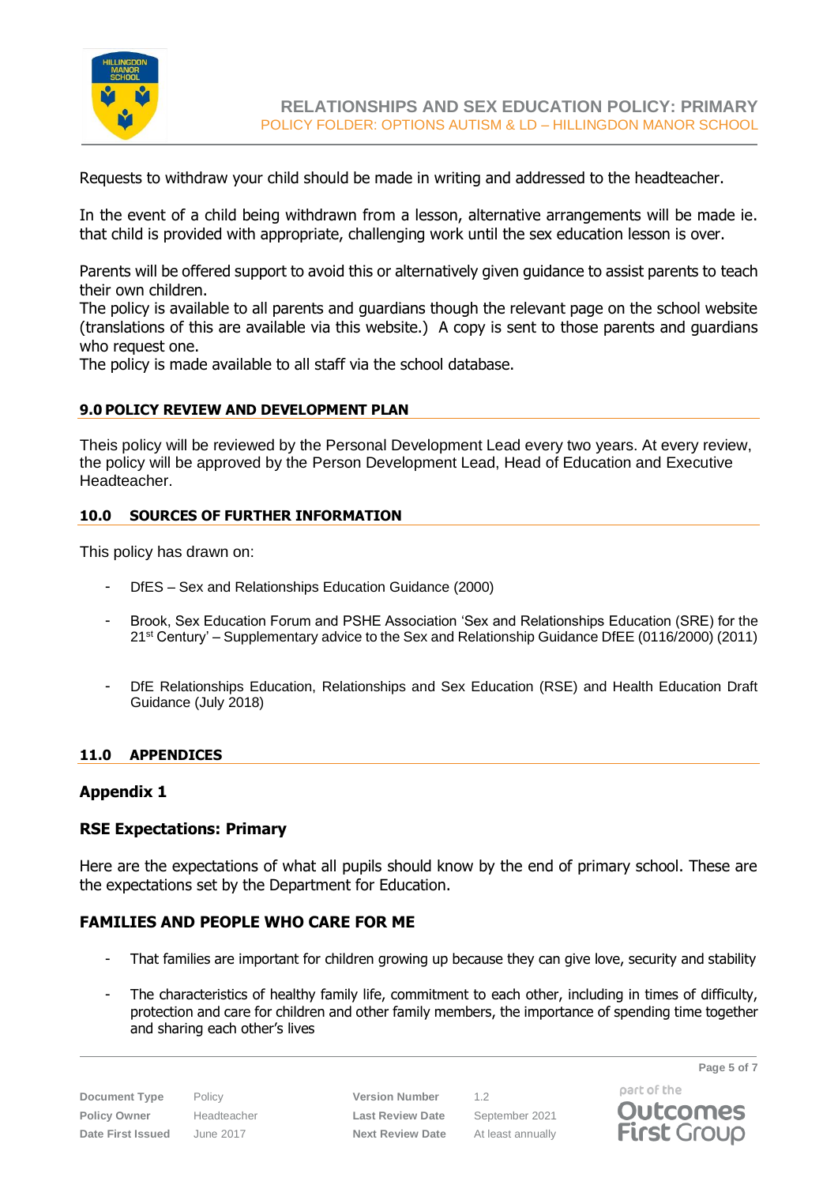Requests to withdraw your child should be made in writing and addressed to the headteacher.

In the event of a child being withdrawn from a lesson, alternative arrangements will be made ie. that child is provided with appropriate, challenging work until the sex education lesson is over.

Parents will be offered support to avoid this or alternatively given guidance to assist parents to teach their own children.
The policy is available to all parents and guardians though the relevant page on the school website (translations of this are available via this website.) A copy is sent to those parents and guardians who request one.
The policy is made available to all staff via the school database.

## 9.0 POLICY REVIEW AND DEVELOPMENT PLAN

Theis policy will be reviewed by the Personal Development Lead every two years. At every review, the policy will be approved by the Person Development Lead, Head of Education and Executive Headteacher.

## 10.0 SOURCES OF FURTHER INFORMATION

This policy has drawn on:

- DfES – Sex and Relationships Education Guidance (2000)
- Brook, Sex Education Forum and PSHE Association 'Sex and Relationships Education (SRE) for the 21st Century' – Supplementary advice to the Sex and Relationship Guidance DfEE (0116/2000) (2011)
- DfE Relationships Education, Relationships and Sex Education (RSE) and Health Education Draft Guidance (July 2018)

## 11.0 APPENDICES

### Appendix 1

### RSE Expectations: Primary

Here are the expectations of what all pupils should know by the end of primary school. These are the expectations set by the Department for Education.

### FAMILIES AND PEOPLE WHO CARE FOR ME

- That families are important for children growing up because they can give love, security and stability
- The characteristics of healthy family life, commitment to each other, including in times of difficulty, protection and care for children and other family members, the importance of spending time together and sharing each other's lives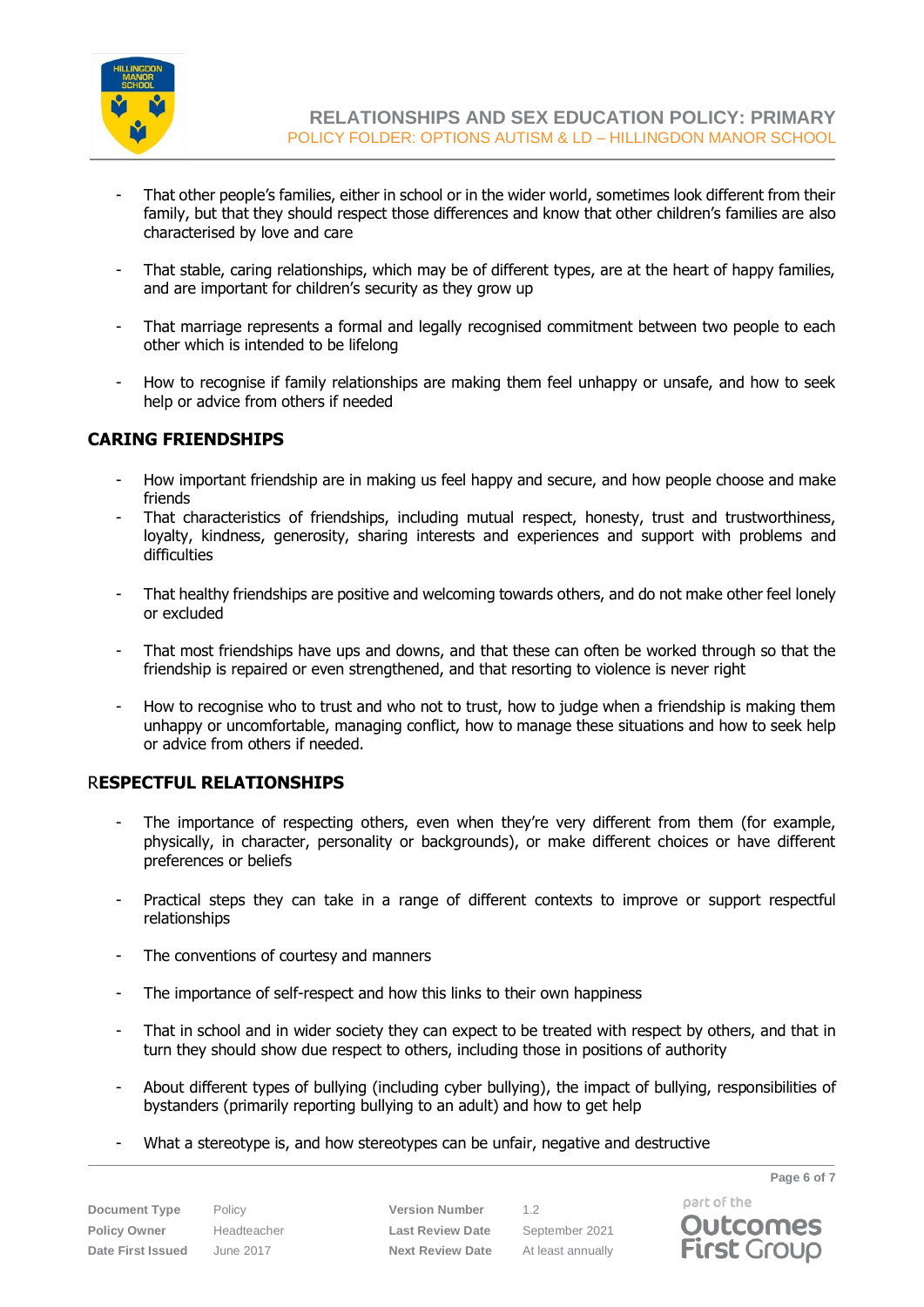- That other people's families, either in school or in the wider world, sometimes look different from their family, but that they should respect those differences and know that other children's families are also characterised by love and care

- That stable, caring relationships, which may be of different types, are at the heart of happy families, and are important for children's security as they grow up

- That marriage represents a formal and legally recognised commitment between two people to each other which is intended to be lifelong

- How to recognise if family relationships are making them feel unhappy or unsafe, and how to seek help or advice from others if needed

## CARING FRIENDSHIPS

- How important friendship are in making us feel happy and secure, and how people choose and make friends
- That characteristics of friendships, including mutual respect, honesty, trust and trustworthiness, loyalty, kindness, generosity, sharing interests and experiences and support with problems and difficulties

- That healthy friendships are positive and welcoming towards others, and do not make other feel lonely or excluded

- That most friendships have ups and downs, and that these can often be worked through so that the friendship is repaired or even strengthened, and that resorting to violence is never right

- How to recognise who to trust and who not to trust, how to judge when a friendship is making them unhappy or uncomfortable, managing conflict, how to manage these situations and how to seek help or advice from others if needed.

## RESPECTFUL RELATIONSHIPS

- The importance of respecting others, even when they're very different from them (for example, physically, in character, personality or backgrounds), or make different choices or have different preferences or beliefs

- Practical steps they can take in a range of different contexts to improve or support respectful relationships

- The conventions of courtesy and manners

- The importance of self-respect and how this links to their own happiness

- That in school and in wider society they can expect to be treated with respect by others, and that in turn they should show due respect to others, including those in positions of authority

- About different types of bullying (including cyber bullying), the impact of bullying, responsibilities of bystanders (primarily reporting bullying to an adult) and how to get help

- What a stereotype is, and how stereotypes can be unfair, negative and destructive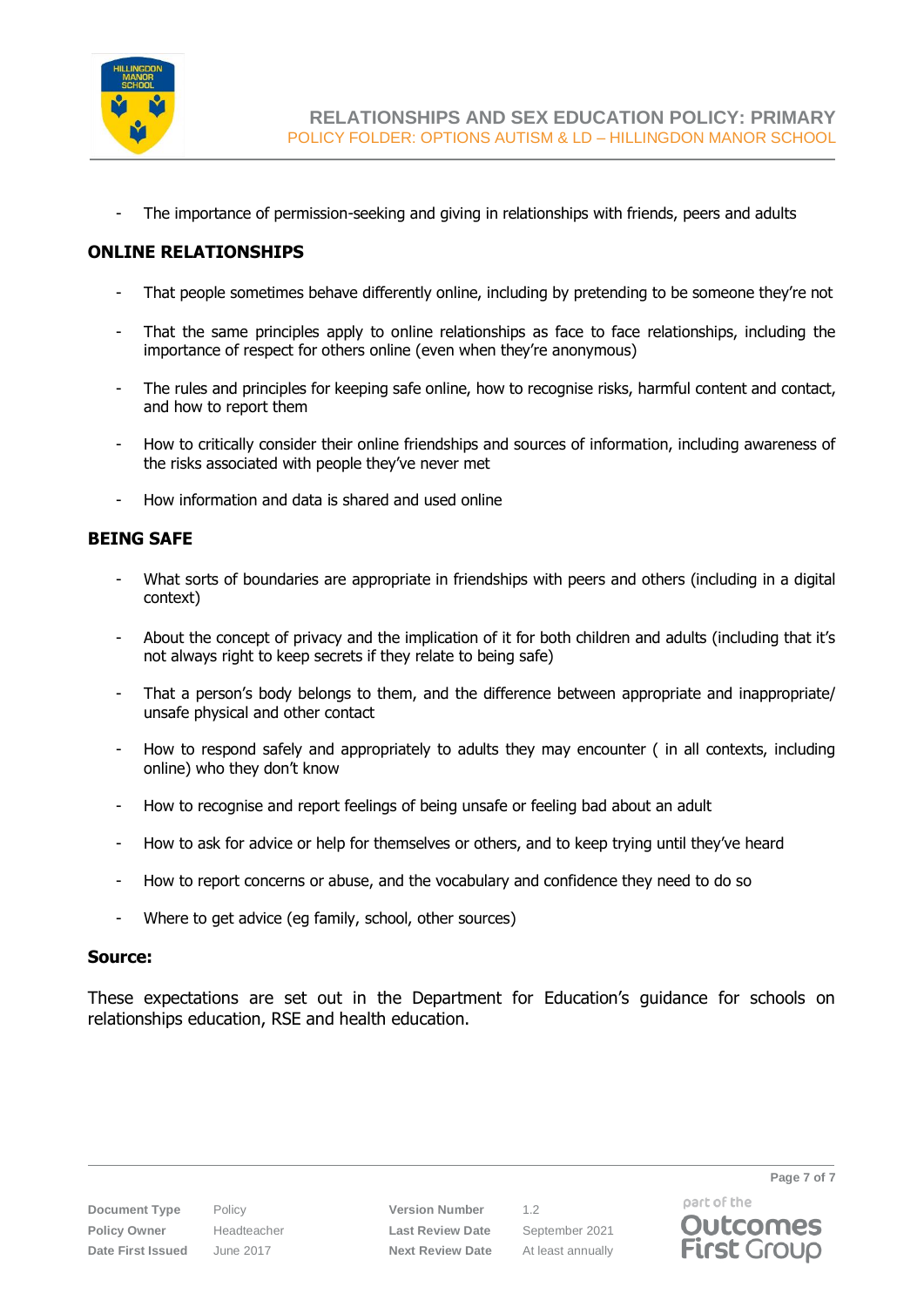- The importance of permission-seeking and giving in relationships with friends, peers and adults

## ONLINE RELATIONSHIPS

- That people sometimes behave differently online, including by pretending to be someone they're not
- That the same principles apply to online relationships as face to face relationships, including the importance of respect for others online (even when they're anonymous)
- The rules and principles for keeping safe online, how to recognise risks, harmful content and contact, and how to report them
- How to critically consider their online friendships and sources of information, including awareness of the risks associated with people they've never met
- How information and data is shared and used online

## BEING SAFE

- What sorts of boundaries are appropriate in friendships with peers and others (including in a digital context)
- About the concept of privacy and the implication of it for both children and adults (including that it's not always right to keep secrets if they relate to being safe)
- That a person's body belongs to them, and the difference between appropriate and inappropriate/ unsafe physical and other contact
- How to respond safely and appropriately to adults they may encounter ( in all contexts, including online) who they don't know
- How to recognise and report feelings of being unsafe or feeling bad about an adult
- How to ask for advice or help for themselves or others, and to keep trying until they've heard
- How to report concerns or abuse, and the vocabulary and confidence they need to do so
- Where to get advice (eg family, school, other sources)

## Source:

These expectations are set out in the Department for Education's guidance for schools on relationships education, RSE and health education.